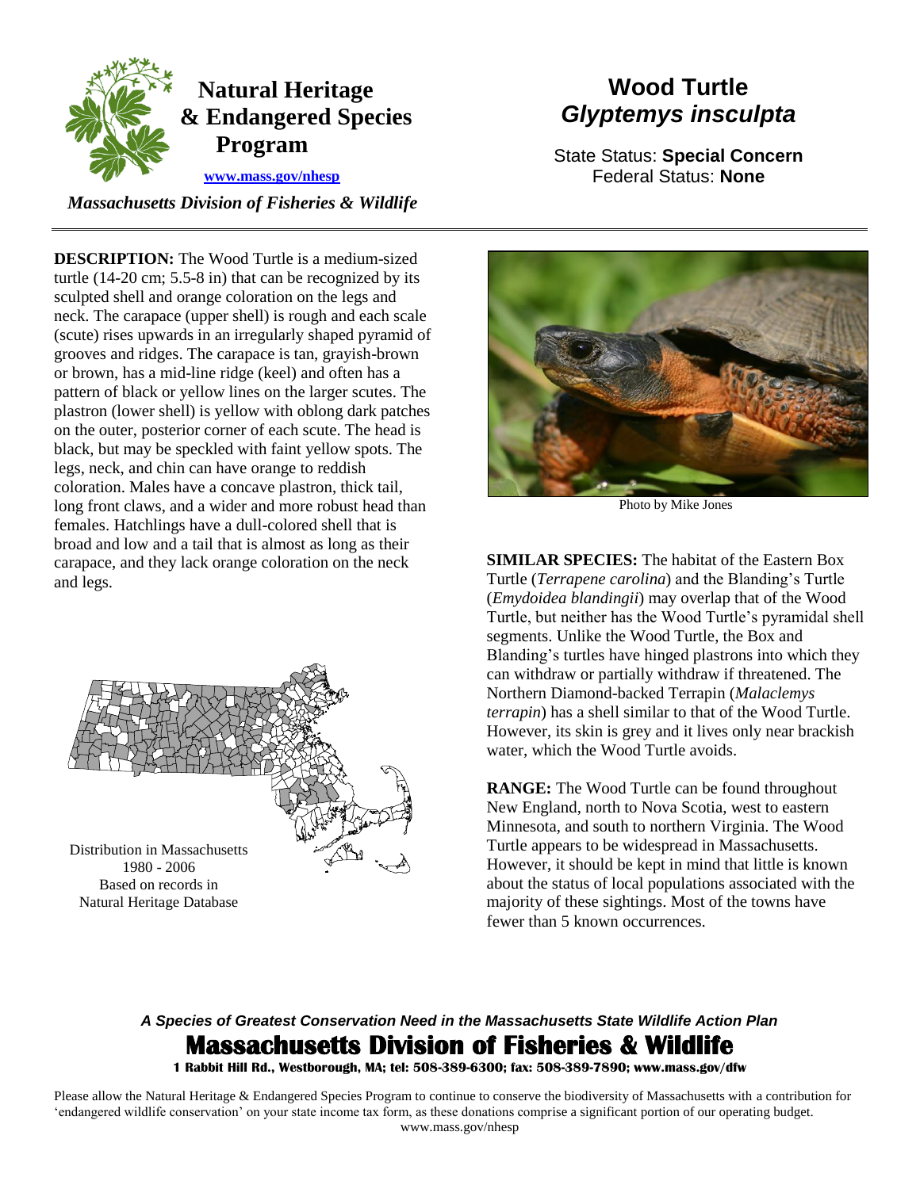**Natural Heritage & Endangered Species Program**

**www.mass.gov/nhesp**

*Massachusetts Division of Fisheries & Wildlife*

# Wood Turtle
## *Glyptemys insculpta*

State Status: **Special Concern**
Federal Status: **None**

**DESCRIPTION:** The Wood Turtle is a medium-sized turtle (14-20 cm; 5.5-8 in) that can be recognized by its sculpted shell and orange coloration on the legs and neck. The carapace (upper shell) is rough and each scale (scute) rises upwards in an irregularly shaped pyramid of grooves and ridges. The carapace is tan, grayish-brown or brown, has a mid-line ridge (keel) and often has a pattern of black or yellow lines on the larger scutes. The plastron (lower shell) is yellow with oblong dark patches on the outer, posterior corner of each scute. The head is black, but may be speckled with faint yellow spots. The legs, neck, and chin can have orange to reddish coloration. Males have a concave plastron, thick tail, long front claws, and a wider and more robust head than females. Hatchlings have a dull-colored shell that is broad and low and a tail that is almost as long as their carapace, and they lack orange coloration on the neck and legs.

Photo by Mike Jones

Distribution in Massachusetts
1980 - 2006
Based on records in
Natural Heritage Database

**SIMILAR SPECIES:** The habitat of the Eastern Box Turtle (*Terrapene carolina*) and the Blanding's Turtle (*Emydoidea blandingii*) may overlap that of the Wood Turtle, but neither has the Wood Turtle's pyramidal shell segments. Unlike the Wood Turtle, the Box and Blanding's turtles have hinged plastrons into which they can withdraw or partially withdraw if threatened. The Northern Diamond-backed Terrapin (*Malaclemys terrapin*) has a shell similar to that of the Wood Turtle. However, its skin is grey and it lives only near brackish water, which the Wood Turtle avoids.

**RANGE:** The Wood Turtle can be found throughout New England, north to Nova Scotia, west to eastern Minnesota, and south to northern Virginia. The Wood Turtle appears to be widespread in Massachusetts. However, it should be kept in mind that little is known about the status of local populations associated with the majority of these sightings. Most of the towns have fewer than 5 known occurrences.

***A Species of Greatest Conservation Need in the Massachusetts State Wildlife Action Plan***

**Massachusetts Division of Fisheries & Wildlife**

**1 Rabbit Hill Rd., Westborough, MA; tel: 508-389-6300; fax: 508-389-7890; www.mass.gov/dfw**

Please allow the Natural Heritage & Endangered Species Program to continue to conserve the biodiversity of Massachusetts with a contribution for 'endangered wildlife conservation' on your state income tax form, as these donations comprise a significant portion of our operating budget. www.mass.gov/nhesp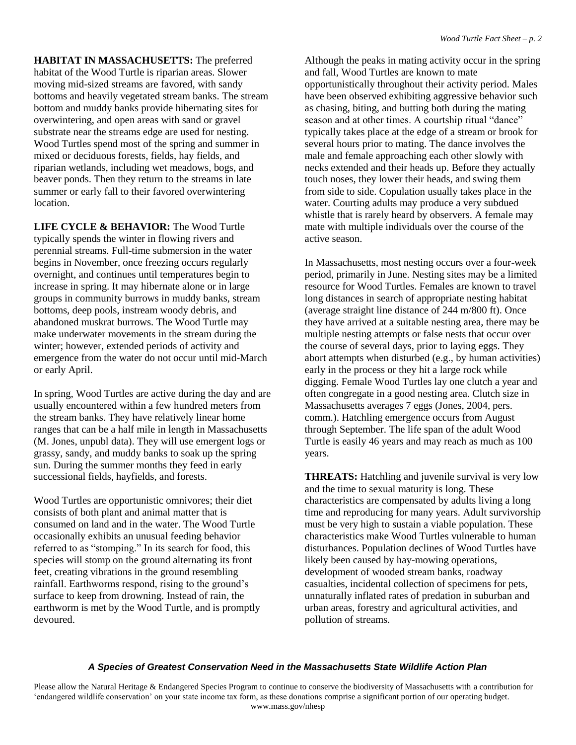**HABITAT IN MASSACHUSETTS:** The preferred habitat of the Wood Turtle is riparian areas. Slower moving mid-sized streams are favored, with sandy bottoms and heavily vegetated stream banks. The stream bottom and muddy banks provide hibernating sites for overwintering, and open areas with sand or gravel substrate near the streams edge are used for nesting. Wood Turtles spend most of the spring and summer in mixed or deciduous forests, fields, hay fields, and riparian wetlands, including wet meadows, bogs, and beaver ponds. Then they return to the streams in late summer or early fall to their favored overwintering location.

**LIFE CYCLE & BEHAVIOR:** The Wood Turtle typically spends the winter in flowing rivers and perennial streams. Full-time submersion in the water begins in November, once freezing occurs regularly overnight, and continues until temperatures begin to increase in spring. It may hibernate alone or in large groups in community burrows in muddy banks, stream bottoms, deep pools, instream woody debris, and abandoned muskrat burrows. The Wood Turtle may make underwater movements in the stream during the winter; however, extended periods of activity and emergence from the water do not occur until mid-March or early April.

In spring, Wood Turtles are active during the day and are usually encountered within a few hundred meters from the stream banks. They have relatively linear home ranges that can be a half mile in length in Massachusetts (M. Jones, unpubl data). They will use emergent logs or grassy, sandy, and muddy banks to soak up the spring sun. During the summer months they feed in early successional fields, hayfields, and forests.

Wood Turtles are opportunistic omnivores; their diet consists of both plant and animal matter that is consumed on land and in the water. The Wood Turtle occasionally exhibits an unusual feeding behavior referred to as "stomping." In its search for food, this species will stomp on the ground alternating its front feet, creating vibrations in the ground resembling rainfall. Earthworms respond, rising to the ground's surface to keep from drowning. Instead of rain, the earthworm is met by the Wood Turtle, and is promptly devoured.

Although the peaks in mating activity occur in the spring and fall, Wood Turtles are known to mate opportunistically throughout their activity period. Males have been observed exhibiting aggressive behavior such as chasing, biting, and butting both during the mating season and at other times. A courtship ritual "dance" typically takes place at the edge of a stream or brook for several hours prior to mating. The dance involves the male and female approaching each other slowly with necks extended and their heads up. Before they actually touch noses, they lower their heads, and swing them from side to side. Copulation usually takes place in the water. Courting adults may produce a very subdued whistle that is rarely heard by observers. A female may mate with multiple individuals over the course of the active season.

In Massachusetts, most nesting occurs over a four-week period, primarily in June. Nesting sites may be a limited resource for Wood Turtles. Females are known to travel long distances in search of appropriate nesting habitat (average straight line distance of 244 m/800 ft). Once they have arrived at a suitable nesting area, there may be multiple nesting attempts or false nests that occur over the course of several days, prior to laying eggs. They abort attempts when disturbed (e.g., by human activities) early in the process or they hit a large rock while digging. Female Wood Turtles lay one clutch a year and often congregate in a good nesting area. Clutch size in Massachusetts averages 7 eggs (Jones, 2004, pers. comm.). Hatchling emergence occurs from August through September. The life span of the adult Wood Turtle is easily 46 years and may reach as much as 100 years.

**THREATS:** Hatchling and juvenile survival is very low and the time to sexual maturity is long. These characteristics are compensated by adults living a long time and reproducing for many years. Adult survivorship must be very high to sustain a viable population. These characteristics make Wood Turtles vulnerable to human disturbances. Population declines of Wood Turtles have likely been caused by hay-mowing operations, development of wooded stream banks, roadway casualties, incidental collection of specimens for pets, unnaturally inflated rates of predation in suburban and urban areas, forestry and agricultural activities, and pollution of streams.

***A Species of Greatest Conservation Need in the Massachusetts State Wildlife Action Plan***

Please allow the Natural Heritage & Endangered Species Program to continue to conserve the biodiversity of Massachusetts with a contribution for 'endangered wildlife conservation' on your state income tax form, as these donations comprise a significant portion of our operating budget. www.mass.gov/nhesp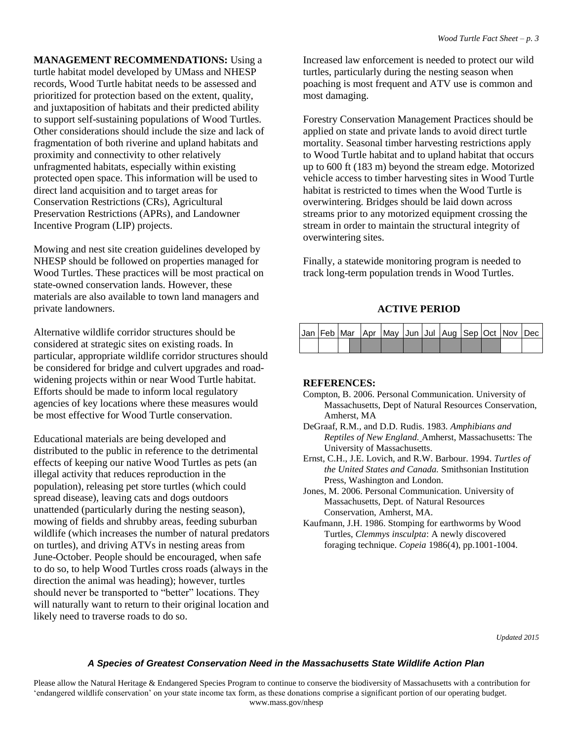**MANAGEMENT RECOMMENDATIONS:** Using a turtle habitat model developed by UMass and NHESP records, Wood Turtle habitat needs to be assessed and prioritized for protection based on the extent, quality, and juxtaposition of habitats and their predicted ability to support self-sustaining populations of Wood Turtles. Other considerations should include the size and lack of fragmentation of both riverine and upland habitats and proximity and connectivity to other relatively unfragmented habitats, especially within existing protected open space. This information will be used to direct land acquisition and to target areas for Conservation Restrictions (CRs), Agricultural Preservation Restrictions (APRs), and Landowner Incentive Program (LIP) projects.

Mowing and nest site creation guidelines developed by NHESP should be followed on properties managed for Wood Turtles. These practices will be most practical on state-owned conservation lands. However, these materials are also available to town land managers and private landowners.

Alternative wildlife corridor structures should be considered at strategic sites on existing roads. In particular, appropriate wildlife corridor structures should be considered for bridge and culvert upgrades and road-widening projects within or near Wood Turtle habitat. Efforts should be made to inform local regulatory agencies of key locations where these measures would be most effective for Wood Turtle conservation.

Educational materials are being developed and distributed to the public in reference to the detrimental effects of keeping our native Wood Turtles as pets (an illegal activity that reduces reproduction in the population), releasing pet store turtles (which could spread disease), leaving cats and dogs outdoors unattended (particularly during the nesting season), mowing of fields and shrubby areas, feeding suburban wildlife (which increases the number of natural predators on turtles), and driving ATVs in nesting areas from June-October. People should be encouraged, when safe to do so, to help Wood Turtles cross roads (always in the direction the animal was heading); however, turtles should never be transported to "better" locations. They will naturally want to return to their original location and likely need to traverse roads to do so.

Increased law enforcement is needed to protect our wild turtles, particularly during the nesting season when poaching is most frequent and ATV use is common and most damaging.

Forestry Conservation Management Practices should be applied on state and private lands to avoid direct turtle mortality. Seasonal timber harvesting restrictions apply to Wood Turtle habitat and to upland habitat that occurs up to 600 ft (183 m) beyond the stream edge. Motorized vehicle access to timber harvesting sites in Wood Turtle habitat is restricted to times when the Wood Turtle is overwintering. Bridges should be laid down across streams prior to any motorized equipment crossing the stream in order to maintain the structural integrity of overwintering sites.

Finally, a statewide monitoring program is needed to track long-term population trends in Wood Turtles.

**ACTIVE PERIOD**

| Jan | Feb | Mar | Apr | May | Jun | Jul | Aug | Sep | Oct | Nov | Dec |
|---|---|---|---|---|---|---|---|---|---|---|---|
| | | | | | | | | | | | |

**REFERENCES:**

Compton, B. 2006. Personal Communication. University of Massachusetts, Dept of Natural Resources Conservation, Amherst, MA

DeGraaf, R.M., and D.D. Rudis. 1983. *Amphibians and Reptiles of New England.* Amherst, Massachusetts: The University of Massachusetts.

Ernst, C.H., J.E. Lovich, and R.W. Barbour. 1994. *Turtles of the United States and Canada.* Smithsonian Institution Press, Washington and London.

Jones, M. 2006. Personal Communication. University of Massachusetts, Dept. of Natural Resources Conservation, Amherst, MA.

Kaufmann, J.H. 1986. Stomping for earthworms by Wood Turtles, *Clemmys insculpta*: A newly discovered foraging technique. *Copeia* 1986(4), pp.1001-1004.

*Updated 2015*

***A Species of Greatest Conservation Need in the Massachusetts State Wildlife Action Plan***

Please allow the Natural Heritage & Endangered Species Program to continue to conserve the biodiversity of Massachusetts with a contribution for 'endangered wildlife conservation' on your state income tax form, as these donations comprise a significant portion of our operating budget. www.mass.gov/nhesp